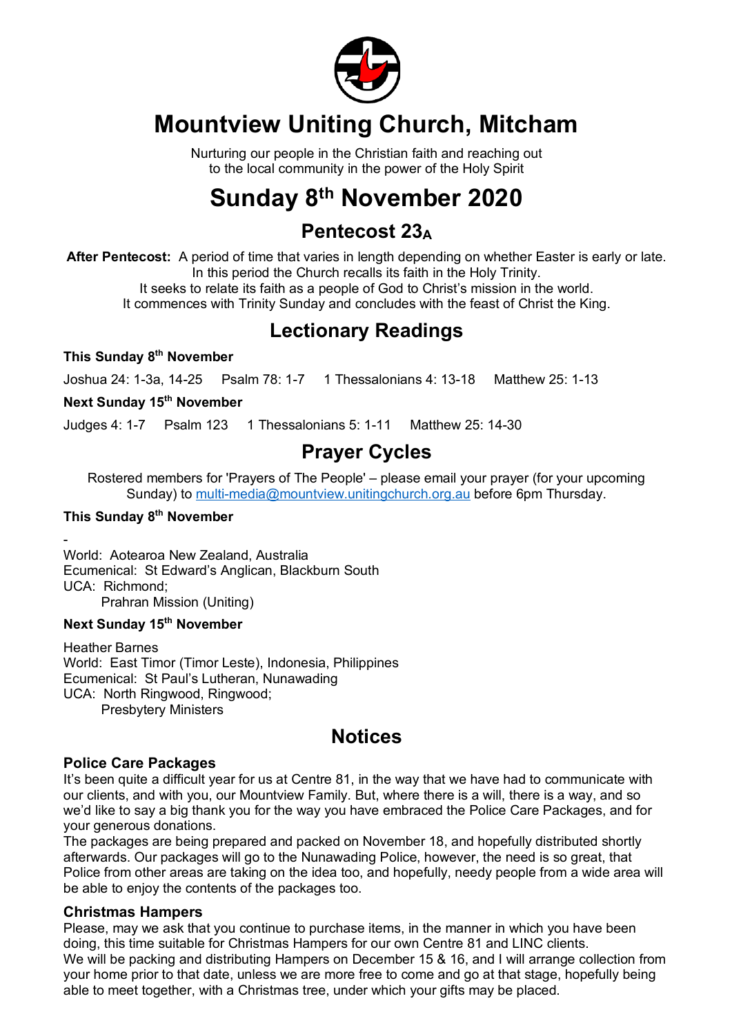# Mountview Uniting Church, Mitcham

Nurturing our people in the Christian faith and reaching out
to the local community in the power of the Holy Spirit

# Sunday 8th November 2020

## Pentecost 23$_A$

**After Pentecost:** A period of time that varies in length depending on whether Easter is early or late. In this period the Church recalls its faith in the Holy Trinity. It seeks to relate its faith as a people of God to Christ's mission in the world. It commences with Trinity Sunday and concludes with the feast of Christ the King.

## Lectionary Readings

**This Sunday 8th November**

Joshua 24: 1-3a, 14-25   Psalm 78: 1-7   1 Thessalonians 4: 13-18   Matthew 25: 1-13

**Next Sunday 15th November**

Judges 4: 1-7   Psalm 123   1 Thessalonians 5: 1-11   Matthew 25: 14-30

## Prayer Cycles

Rostered members for 'Prayers of The People' – please email your prayer (for your upcoming Sunday) to multi-media@mountview.unitingchurch.org.au before 6pm Thursday.

**This Sunday 8th November**

-
World: Aotearoa New Zealand, Australia
Ecumenical: St Edward's Anglican, Blackburn South
UCA: Richmond;
Prahran Mission (Uniting)

**Next Sunday 15th November**

Heather Barnes
World: East Timor (Timor Leste), Indonesia, Philippines
Ecumenical: St Paul's Lutheran, Nunawading
UCA: North Ringwood, Ringwood;
Presbytery Ministers

## Notices

### Police Care Packages

It's been quite a difficult year for us at Centre 81, in the way that we have had to communicate with our clients, and with you, our Mountview Family. But, where there is a will, there is a way, and so we'd like to say a big thank you for the way you have embraced the Police Care Packages, and for your generous donations.

The packages are being prepared and packed on November 18, and hopefully distributed shortly afterwards. Our packages will go to the Nunawading Police, however, the need is so great, that Police from other areas are taking on the idea too, and hopefully, needy people from a wide area will be able to enjoy the contents of the packages too.

### Christmas Hampers

Please, may we ask that you continue to purchase items, in the manner in which you have been doing, this time suitable for Christmas Hampers for our own Centre 81 and LINC clients.

We will be packing and distributing Hampers on December 15 & 16, and I will arrange collection from your home prior to that date, unless we are more free to come and go at that stage, hopefully being able to meet together, with a Christmas tree, under which your gifts may be placed.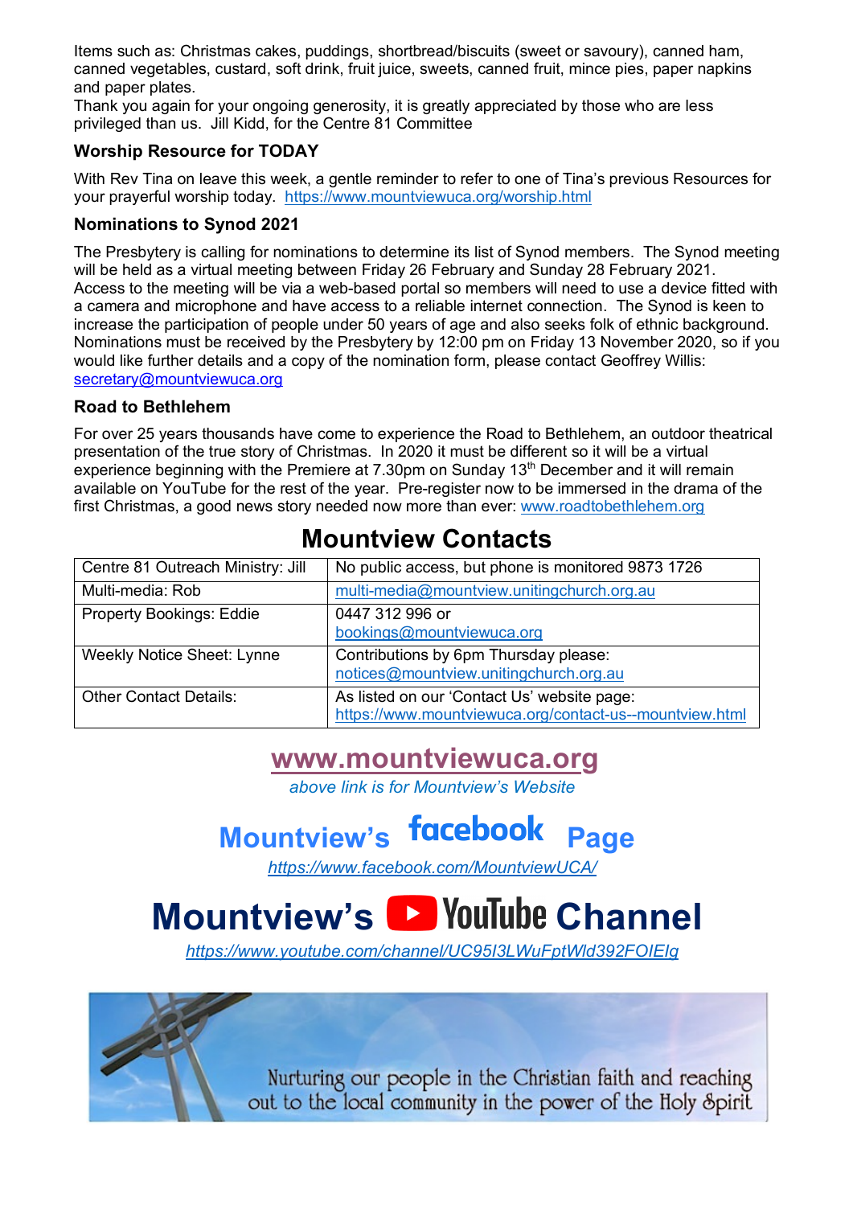Items such as: Christmas cakes, puddings, shortbread/biscuits (sweet or savoury), canned ham, canned vegetables, custard, soft drink, fruit juice, sweets, canned fruit, mince pies, paper napkins and paper plates.
Thank you again for your ongoing generosity, it is greatly appreciated by those who are less privileged than us. Jill Kidd, for the Centre 81 Committee

### Worship Resource for TODAY

With Rev Tina on leave this week, a gentle reminder to refer to one of Tina's previous Resources for your prayerful worship today. https://www.mountviewuca.org/worship.html

### Nominations to Synod 2021

The Presbytery is calling for nominations to determine its list of Synod members. The Synod meeting will be held as a virtual meeting between Friday 26 February and Sunday 28 February 2021. Access to the meeting will be via a web-based portal so members will need to use a device fitted with a camera and microphone and have access to a reliable internet connection. The Synod is keen to increase the participation of people under 50 years of age and also seeks folk of ethnic background. Nominations must be received by the Presbytery by 12:00 pm on Friday 13 November 2020, so if you would like further details and a copy of the nomination form, please contact Geoffrey Willis: secretary@mountviewuca.org

### Road to Bethlehem

For over 25 years thousands have come to experience the Road to Bethlehem, an outdoor theatrical presentation of the true story of Christmas. In 2020 it must be different so it will be a virtual experience beginning with the Premiere at 7.30pm on Sunday 13th December and it will remain available on YouTube for the rest of the year. Pre-register now to be immersed in the drama of the first Christmas, a good news story needed now more than ever: www.roadtobethlehem.org

## Mountview Contacts

| | |
|---|---|
| Centre 81 Outreach Ministry: Jill | No public access, but phone is monitored 9873 1726 |
| Multi-media: Rob | multi-media@mountview.unitingchurch.org.au |
| Property Bookings: Eddie | 0447 312 996 or bookings@mountviewuca.org |
| Weekly Notice Sheet: Lynne | Contributions by 6pm Thursday please: notices@mountview.unitingchurch.org.au |
| Other Contact Details: | As listed on our 'Contact Us' website page: https://www.mountviewuca.org/contact-us--mountview.html |

**www.mountviewuca.org**

*above link is for Mountview's Website*

**Mountview's facebook Page**

*https://www.facebook.com/MountviewUCA/*

**Mountview's YouTube Channel**

*https://www.youtube.com/channel/UC95I3LWuFptWld392FOIEIg*

Nurturing our people in the Christian faith and reaching out to the local community in the power of the Holy Spirit